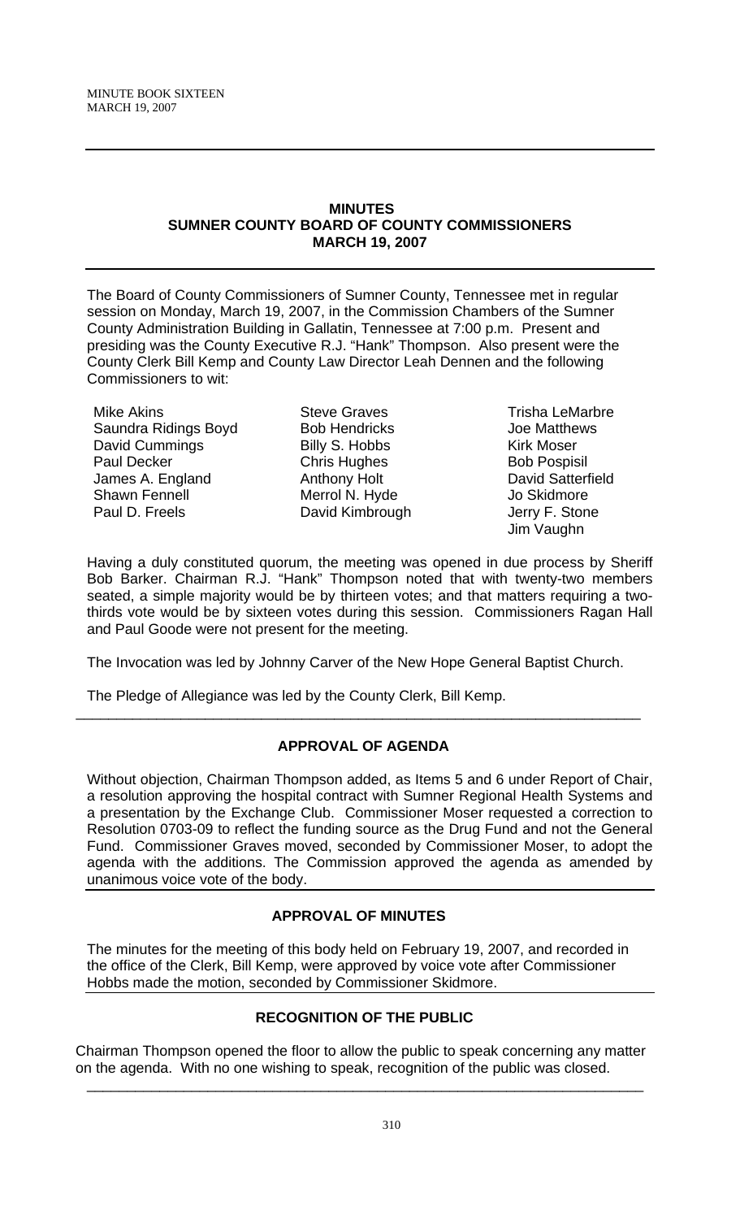# MINUTES
## SUMNER COUNTY BOARD OF COUNTY COMMISSIONERS
## MARCH 19, 2007

The Board of County Commissioners of Sumner County, Tennessee met in regular session on Monday, March 19, 2007, in the Commission Chambers of the Sumner County Administration Building in Gallatin, Tennessee at 7:00 p.m. Present and presiding was the County Executive R.J. "Hank" Thompson. Also present were the County Clerk Bill Kemp and County Law Director Leah Dennen and the following Commissioners to wit:

Mike Akins
Saundra Ridings Boyd
David Cummings
Paul Decker
James A. England
Shawn Fennell
Paul D. Freels
Steve Graves
Bob Hendricks
Billy S. Hobbs
Chris Hughes
Anthony Holt
Merrol N. Hyde
David Kimbrough
Trisha LeMarbre
Joe Matthews
Kirk Moser
Bob Pospisil
David Satterfield
Jo Skidmore
Jerry F. Stone
Jim Vaughn

Having a duly constituted quorum, the meeting was opened in due process by Sheriff Bob Barker. Chairman R.J. "Hank" Thompson noted that with twenty-two members seated, a simple majority would be by thirteen votes; and that matters requiring a two-thirds vote would be by sixteen votes during this session. Commissioners Ragan Hall and Paul Goode were not present for the meeting.

The Invocation was led by Johnny Carver of the New Hope General Baptist Church.

The Pledge of Allegiance was led by the County Clerk, Bill Kemp.

---

## APPROVAL OF AGENDA

Without objection, Chairman Thompson added, as Items 5 and 6 under Report of Chair, a resolution approving the hospital contract with Sumner Regional Health Systems and a presentation by the Exchange Club. Commissioner Moser requested a correction to Resolution 0703-09 to reflect the funding source as the Drug Fund and not the General Fund. Commissioner Graves moved, seconded by Commissioner Moser, to adopt the agenda with the additions. The Commission approved the agenda as amended by unanimous voice vote of the body.

## APPROVAL OF MINUTES

The minutes for the meeting of this body held on February 19, 2007, and recorded in the office of the Clerk, Bill Kemp, were approved by voice vote after Commissioner Hobbs made the motion, seconded by Commissioner Skidmore.

## RECOGNITION OF THE PUBLIC

Chairman Thompson opened the floor to allow the public to speak concerning any matter on the agenda. With no one wishing to speak, recognition of the public was closed.

---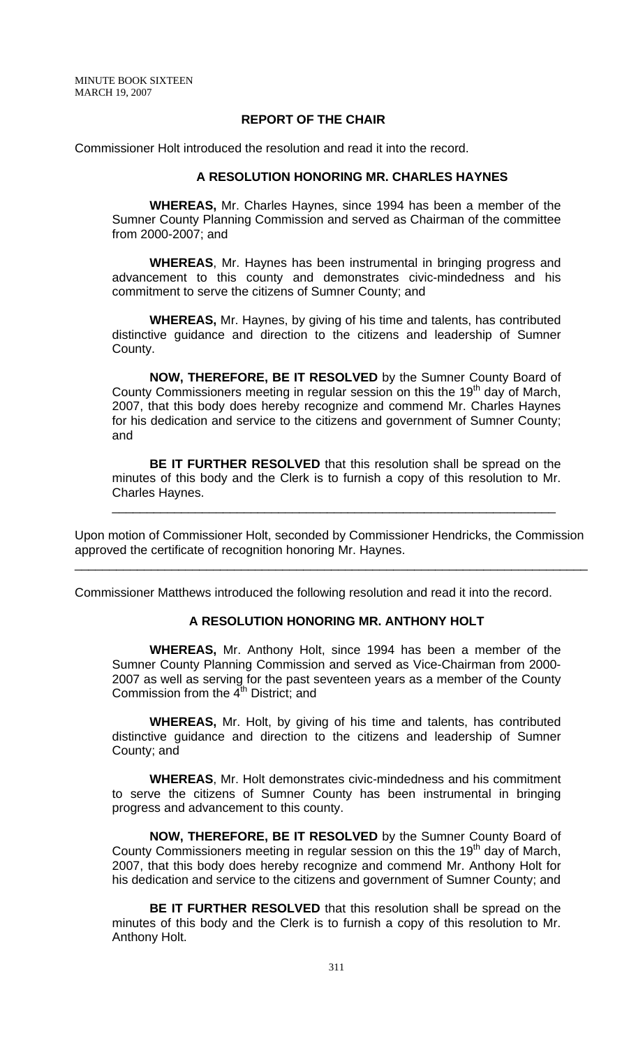## REPORT OF THE CHAIR

Commissioner Holt introduced the resolution and read it into the record.

### A RESOLUTION HONORING MR. CHARLES HAYNES

**WHEREAS,** Mr. Charles Haynes, since 1994 has been a member of the Sumner County Planning Commission and served as Chairman of the committee from 2000-2007; and

**WHEREAS**, Mr. Haynes has been instrumental in bringing progress and advancement to this county and demonstrates civic-mindedness and his commitment to serve the citizens of Sumner County; and

**WHEREAS,** Mr. Haynes, by giving of his time and talents, has contributed distinctive guidance and direction to the citizens and leadership of Sumner County.

**NOW, THEREFORE, BE IT RESOLVED** by the Sumner County Board of County Commissioners meeting in regular session on this the 19th day of March, 2007, that this body does hereby recognize and commend Mr. Charles Haynes for his dedication and service to the citizens and government of Sumner County; and

**BE IT FURTHER RESOLVED** that this resolution shall be spread on the minutes of this body and the Clerk is to furnish a copy of this resolution to Mr. Charles Haynes.

---

Upon motion of Commissioner Holt, seconded by Commissioner Hendricks, the Commission approved the certificate of recognition honoring Mr. Haynes.

---

Commissioner Matthews introduced the following resolution and read it into the record.

### A RESOLUTION HONORING MR. ANTHONY HOLT

**WHEREAS,** Mr. Anthony Holt, since 1994 has been a member of the Sumner County Planning Commission and served as Vice-Chairman from 2000-2007 as well as serving for the past seventeen years as a member of the County Commission from the 4th District; and

**WHEREAS,** Mr. Holt, by giving of his time and talents, has contributed distinctive guidance and direction to the citizens and leadership of Sumner County; and

**WHEREAS**, Mr. Holt demonstrates civic-mindedness and his commitment to serve the citizens of Sumner County has been instrumental in bringing progress and advancement to this county.

**NOW, THEREFORE, BE IT RESOLVED** by the Sumner County Board of County Commissioners meeting in regular session on this the 19th day of March, 2007, that this body does hereby recognize and commend Mr. Anthony Holt for his dedication and service to the citizens and government of Sumner County; and

**BE IT FURTHER RESOLVED** that this resolution shall be spread on the minutes of this body and the Clerk is to furnish a copy of this resolution to Mr. Anthony Holt.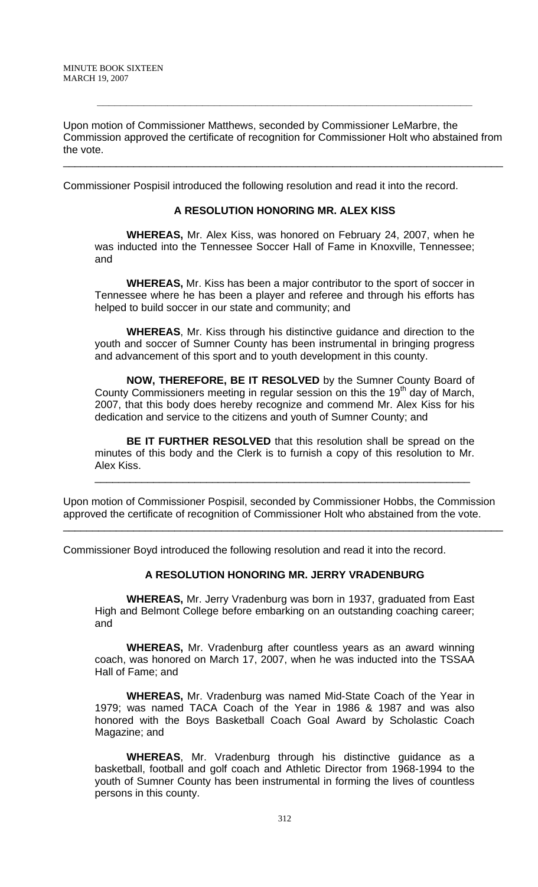Upon motion of Commissioner Matthews, seconded by Commissioner LeMarbre, the Commission approved the certificate of recognition for Commissioner Holt who abstained from the vote.

---

Commissioner Pospisil introduced the following resolution and read it into the record.

**A RESOLUTION HONORING MR. ALEX KISS**

**WHEREAS,** Mr. Alex Kiss, was honored on February 24, 2007, when he was inducted into the Tennessee Soccer Hall of Fame in Knoxville, Tennessee; and

**WHEREAS,** Mr. Kiss has been a major contributor to the sport of soccer in Tennessee where he has been a player and referee and through his efforts has helped to build soccer in our state and community; and

**WHEREAS**, Mr. Kiss through his distinctive guidance and direction to the youth and soccer of Sumner County has been instrumental in bringing progress and advancement of this sport and to youth development in this county.

**NOW, THEREFORE, BE IT RESOLVED** by the Sumner County Board of County Commissioners meeting in regular session on this the 19th day of March, 2007, that this body does hereby recognize and commend Mr. Alex Kiss for his dedication and service to the citizens and youth of Sumner County; and

**BE IT FURTHER RESOLVED** that this resolution shall be spread on the minutes of this body and the Clerk is to furnish a copy of this resolution to Mr. Alex Kiss.

---

Upon motion of Commissioner Pospisil, seconded by Commissioner Hobbs, the Commission approved the certificate of recognition of Commissioner Holt who abstained from the vote.

---

Commissioner Boyd introduced the following resolution and read it into the record.

**A RESOLUTION HONORING MR. JERRY VRADENBURG**

**WHEREAS,** Mr. Jerry Vradenburg was born in 1937, graduated from East High and Belmont College before embarking on an outstanding coaching career; and

**WHEREAS,** Mr. Vradenburg after countless years as an award winning coach, was honored on March 17, 2007, when he was inducted into the TSSAA Hall of Fame; and

**WHEREAS,** Mr. Vradenburg was named Mid-State Coach of the Year in 1979; was named TACA Coach of the Year in 1986 & 1987 and was also honored with the Boys Basketball Coach Goal Award by Scholastic Coach Magazine; and

**WHEREAS**, Mr. Vradenburg through his distinctive guidance as a basketball, football and golf coach and Athletic Director from 1968-1994 to the youth of Sumner County has been instrumental in forming the lives of countless persons in this county.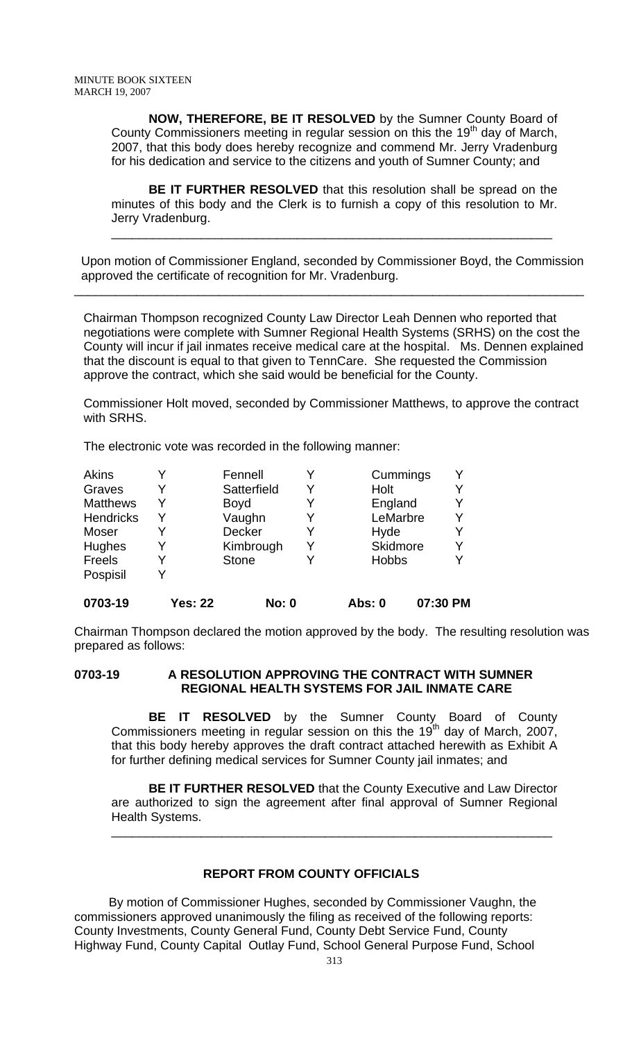**NOW, THEREFORE, BE IT RESOLVED** by the Sumner County Board of County Commissioners meeting in regular session on this the 19th day of March, 2007, that this body does hereby recognize and commend Mr. Jerry Vradenburg for his dedication and service to the citizens and youth of Sumner County; and

**BE IT FURTHER RESOLVED** that this resolution shall be spread on the minutes of this body and the Clerk is to furnish a copy of this resolution to Mr. Jerry Vradenburg.

---

Upon motion of Commissioner England, seconded by Commissioner Boyd, the Commission approved the certificate of recognition for Mr. Vradenburg.

---

Chairman Thompson recognized County Law Director Leah Dennen who reported that negotiations were complete with Sumner Regional Health Systems (SRHS) on the cost the County will incur if jail inmates receive medical care at the hospital. Ms. Dennen explained that the discount is equal to that given to TennCare. She requested the Commission approve the contract, which she said would be beneficial for the County.

Commissioner Holt moved, seconded by Commissioner Matthews, to approve the contract with SRHS.

The electronic vote was recorded in the following manner:

| | | | | | |
|---|---|---|---|---|---|
| Akins | Y | Fennell | Y | Cummings | Y |
| Graves | Y | Satterfield | Y | Holt | Y |
| Matthews | Y | Boyd | Y | England | Y |
| Hendricks | Y | Vaughn | Y | LeMarbre | Y |
| Moser | Y | Decker | Y | Hyde | Y |
| Hughes | Y | Kimbrough | Y | Skidmore | Y |
| Freels | Y | Stone | Y | Hobbs | Y |
| Pospisil | Y | | | | |
| **0703-19** | **Yes: 22** | **No: 0** | | **Abs: 0** | **07:30 PM** |

Chairman Thompson declared the motion approved by the body. The resulting resolution was prepared as follows:

**0703-19 A RESOLUTION APPROVING THE CONTRACT WITH SUMNER REGIONAL HEALTH SYSTEMS FOR JAIL INMATE CARE**

**BE IT RESOLVED** by the Sumner County Board of County Commissioners meeting in regular session on this the 19th day of March, 2007, that this body hereby approves the draft contract attached herewith as Exhibit A for further defining medical services for Sumner County jail inmates; and

**BE IT FURTHER RESOLVED** that the County Executive and Law Director are authorized to sign the agreement after final approval of Sumner Regional Health Systems.

---

## REPORT FROM COUNTY OFFICIALS

By motion of Commissioner Hughes, seconded by Commissioner Vaughn, the commissioners approved unanimously the filing as received of the following reports: County Investments, County General Fund, County Debt Service Fund, County Highway Fund, County Capital Outlay Fund, School General Purpose Fund, School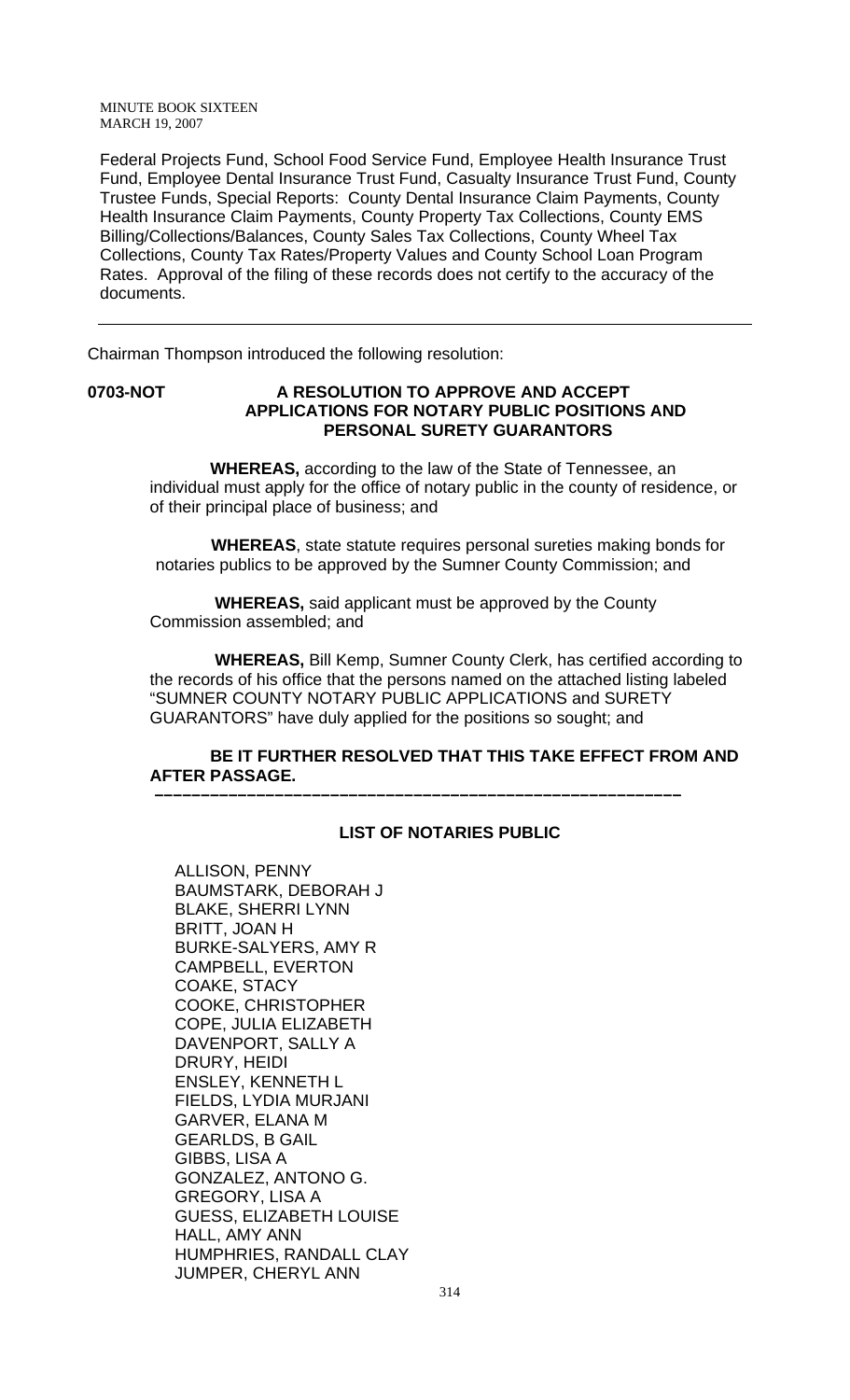Federal Projects Fund, School Food Service Fund, Employee Health Insurance Trust Fund, Employee Dental Insurance Trust Fund, Casualty Insurance Trust Fund, County Trustee Funds, Special Reports: County Dental Insurance Claim Payments, County Health Insurance Claim Payments, County Property Tax Collections, County EMS Billing/Collections/Balances, County Sales Tax Collections, County Wheel Tax Collections, County Tax Rates/Property Values and County School Loan Program Rates. Approval of the filing of these records does not certify to the accuracy of the documents.

---

Chairman Thompson introduced the following resolution:

**0703-NOT A RESOLUTION TO APPROVE AND ACCEPT APPLICATIONS FOR NOTARY PUBLIC POSITIONS AND PERSONAL SURETY GUARANTORS**

**WHEREAS,** according to the law of the State of Tennessee, an individual must apply for the office of notary public in the county of residence, or of their principal place of business; and

**WHEREAS**, state statute requires personal sureties making bonds for notaries publics to be approved by the Sumner County Commission; and

**WHEREAS,** said applicant must be approved by the County Commission assembled; and

**WHEREAS,** Bill Kemp, Sumner County Clerk, has certified according to the records of his office that the persons named on the attached listing labeled "SUMNER COUNTY NOTARY PUBLIC APPLICATIONS and SURETY GUARANTORS" have duly applied for the positions so sought; and

**BE IT FURTHER RESOLVED THAT THIS TAKE EFFECT FROM AND AFTER PASSAGE.**

---

**LIST OF NOTARIES PUBLIC**

ALLISON, PENNY
BAUMSTARK, DEBORAH J
BLAKE, SHERRI LYNN
BRITT, JOAN H
BURKE-SALYERS, AMY R
CAMPBELL, EVERTON
COAKE, STACY
COOKE, CHRISTOPHER
COPE, JULIA ELIZABETH
DAVENPORT, SALLY A
DRURY, HEIDI
ENSLEY, KENNETH L
FIELDS, LYDIA MURJANI
GARVER, ELANA M
GEARLDS, B GAIL
GIBBS, LISA A
GONZALEZ, ANTONO G.
GREGORY, LISA A
GUESS, ELIZABETH LOUISE
HALL, AMY ANN
HUMPHRIES, RANDALL CLAY
JUMPER, CHERYL ANN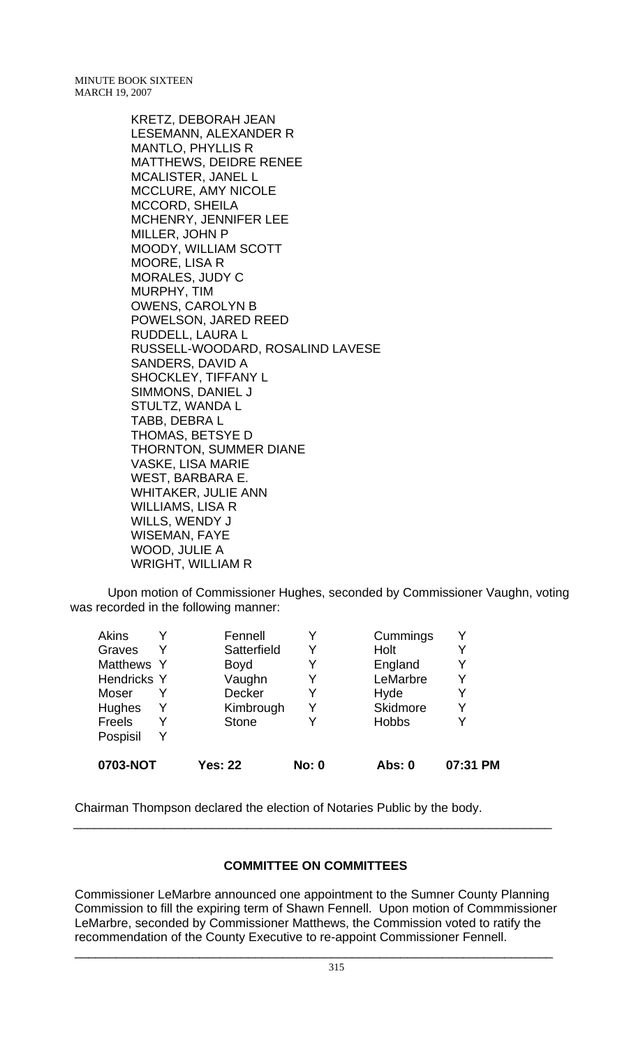KRETZ, DEBORAH JEAN
LESEMANN, ALEXANDER R
MANTLO, PHYLLIS R
MATTHEWS, DEIDRE RENEE
MCALISTER, JANEL L
MCCLURE, AMY NICOLE
MCCORD, SHEILA
MCHENRY, JENNIFER LEE
MILLER, JOHN P
MOODY, WILLIAM SCOTT
MOORE, LISA R
MORALES, JUDY C
MURPHY, TIM
OWENS, CAROLYN B
POWELSON, JARED REED
RUDDELL, LAURA L
RUSSELL-WOODARD, ROSALIND LAVESE
SANDERS, DAVID A
SHOCKLEY, TIFFANY L
SIMMONS, DANIEL J
STULTZ, WANDA L
TABB, DEBRA L
THOMAS, BETSYE D
THORNTON, SUMMER DIANE
VASKE, LISA MARIE
WEST, BARBARA E.
WHITAKER, JULIE ANN
WILLIAMS, LISA R
WILLS, WENDY J
WISEMAN, FAYE
WOOD, JULIE A
WRIGHT, WILLIAM R

Upon motion of Commissioner Hughes, seconded by Commissioner Vaughn, voting was recorded in the following manner:

| | | | | | |
|---|---|---|---|---|---|
| Akins | Y | Fennell | Y | Cummings | Y |
| Graves | Y | Satterfield | Y | Holt | Y |
| Matthews | Y | Boyd | Y | England | Y |
| Hendricks | Y | Vaughn | Y | LeMarbre | Y |
| Moser | Y | Decker | Y | Hyde | Y |
| Hughes | Y | Kimbrough | Y | Skidmore | Y |
| Freels | Y | Stone | Y | Hobbs | Y |
| Pospisil | Y | | | | |
| **0703-NOT** | | **Yes: 22** | **No: 0** | **Abs: 0** | **07:31 PM** |

Chairman Thompson declared the election of Notaries Public by the body.

---

**COMMITTEE ON COMMITTEES**

Commissioner LeMarbre announced one appointment to the Sumner County Planning Commission to fill the expiring term of Shawn Fennell. Upon motion of Commmissioner LeMarbre, seconded by Commissioner Matthews, the Commission voted to ratify the recommendation of the County Executive to re-appoint Commissioner Fennell.

---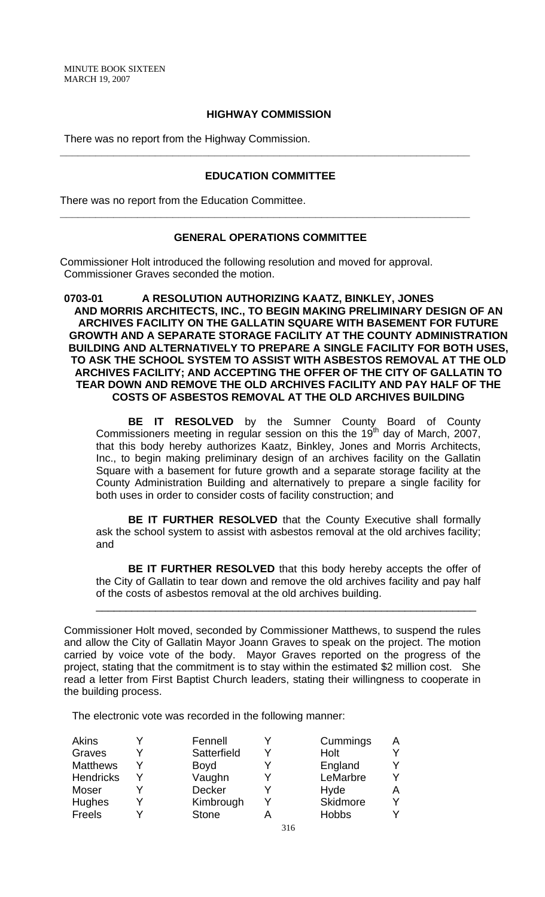MINUTE BOOK SIXTEEN
MARCH 19, 2007

## HIGHWAY COMMISSION

There was no report from the Highway Commission.

---

## EDUCATION COMMITTEE

There was no report from the Education Committee.

---

## GENERAL OPERATIONS COMMITTEE

Commissioner Holt introduced the following resolution and moved for approval. Commissioner Graves seconded the motion.

**0703-01 A RESOLUTION AUTHORIZING KAATZ, BINKLEY, JONES AND MORRIS ARCHITECTS, INC., TO BEGIN MAKING PRELIMINARY DESIGN OF AN ARCHIVES FACILITY ON THE GALLATIN SQUARE WITH BASEMENT FOR FUTURE GROWTH AND A SEPARATE STORAGE FACILITY AT THE COUNTY ADMINISTRATION BUILDING AND ALTERNATIVELY TO PREPARE A SINGLE FACILITY FOR BOTH USES, TO ASK THE SCHOOL SYSTEM TO ASSIST WITH ASBESTOS REMOVAL AT THE OLD ARCHIVES FACILITY; AND ACCEPTING THE OFFER OF THE CITY OF GALLATIN TO TEAR DOWN AND REMOVE THE OLD ARCHIVES FACILITY AND PAY HALF OF THE COSTS OF ASBESTOS REMOVAL AT THE OLD ARCHIVES BUILDING**

**BE IT RESOLVED** by the Sumner County Board of County Commissioners meeting in regular session on this the 19th day of March, 2007, that this body hereby authorizes Kaatz, Binkley, Jones and Morris Architects, Inc., to begin making preliminary design of an archives facility on the Gallatin Square with a basement for future growth and a separate storage facility at the County Administration Building and alternatively to prepare a single facility for both uses in order to consider costs of facility construction; and

**BE IT FURTHER RESOLVED** that the County Executive shall formally ask the school system to assist with asbestos removal at the old archives facility; and

**BE IT FURTHER RESOLVED** that this body hereby accepts the offer of the City of Gallatin to tear down and remove the old archives facility and pay half of the costs of asbestos removal at the old archives building.

---

Commissioner Holt moved, seconded by Commissioner Matthews, to suspend the rules and allow the City of Gallatin Mayor Joann Graves to speak on the project. The motion carried by voice vote of the body. Mayor Graves reported on the progress of the project, stating that the commitment is to stay within the estimated $2 million cost. She read a letter from First Baptist Church leaders, stating their willingness to cooperate in the building process.

The electronic vote was recorded in the following manner:

| | | | | | |
|---|---|---|---|---|---|
| Akins | Y | Fennell | Y | Cummings | A |
| Graves | Y | Satterfield | Y | Holt | Y |
| Matthews | Y | Boyd | Y | England | Y |
| Hendricks | Y | Vaughn | Y | LeMarbre | Y |
| Moser | Y | Decker | Y | Hyde | A |
| Hughes | Y | Kimbrough | Y | Skidmore | Y |
| Freels | Y | Stone | A | Hobbs | Y |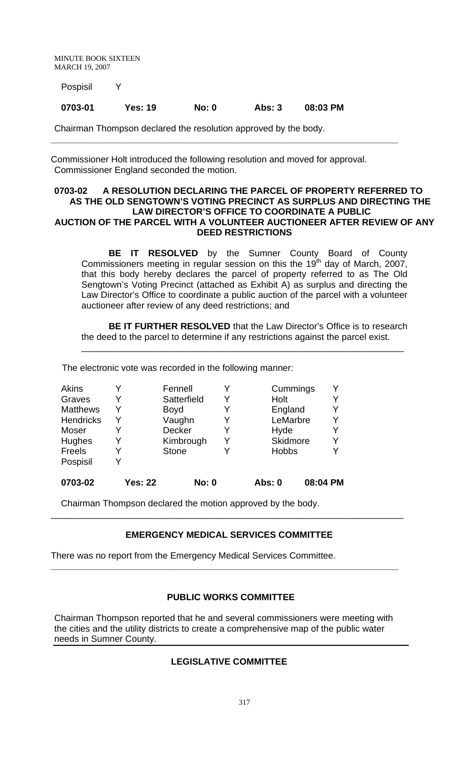Pospisil Y

**0703-01 Yes: 19 No: 0 Abs: 3 08:03 PM**

Chairman Thompson declared the resolution approved by the body.

---

Commissioner Holt introduced the following resolution and moved for approval. Commissioner England seconded the motion.

**0703-02 A RESOLUTION DECLARING THE PARCEL OF PROPERTY REFERRED TO AS THE OLD SENGTOWN'S VOTING PRECINCT AS SURPLUS AND DIRECTING THE LAW DIRECTOR'S OFFICE TO COORDINATE A PUBLIC AUCTION OF THE PARCEL WITH A VOLUNTEER AUCTIONEER AFTER REVIEW OF ANY DEED RESTRICTIONS**

**BE IT RESOLVED** by the Sumner County Board of County Commissioners meeting in regular session on this the 19th day of March, 2007, that this body hereby declares the parcel of property referred to as The Old Sengtown's Voting Precinct (attached as Exhibit A) as surplus and directing the Law Director's Office to coordinate a public auction of the parcel with a volunteer auctioneer after review of any deed restrictions; and

**BE IT FURTHER RESOLVED** that the Law Director's Office is to research the deed to the parcel to determine if any restrictions against the parcel exist.

---

The electronic vote was recorded in the following manner:

| | | | | | |
|---|---|---|---|---|---|
| Akins | Y | Fennell | Y | Cummings | Y |
| Graves | Y | Satterfield | Y | Holt | Y |
| Matthews | Y | Boyd | Y | England | Y |
| Hendricks | Y | Vaughn | Y | LeMarbre | Y |
| Moser | Y | Decker | Y | Hyde | Y |
| Hughes | Y | Kimbrough | Y | Skidmore | Y |
| Freels | Y | Stone | Y | Hobbs | Y |
| Pospisil | Y | | | | |

**0703-02 Yes: 22 No: 0 Abs: 0 08:04 PM**

Chairman Thompson declared the motion approved by the body.

---

## EMERGENCY MEDICAL SERVICES COMMITTEE

There was no report from the Emergency Medical Services Committee.

---

## PUBLIC WORKS COMMITTEE

Chairman Thompson reported that he and several commissioners were meeting with the cities and the utility districts to create a comprehensive map of the public water needs in Sumner County.

---

## LEGISLATIVE COMMITTEE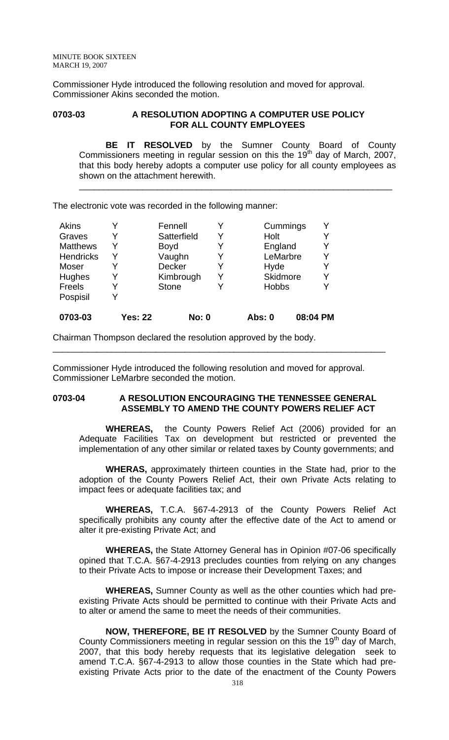Commissioner Hyde introduced the following resolution and moved for approval. Commissioner Akins seconded the motion.

**0703-03 A RESOLUTION ADOPTING A COMPUTER USE POLICY FOR ALL COUNTY EMPLOYEES**

**BE IT RESOLVED** by the Sumner County Board of County Commissioners meeting in regular session on this the 19th day of March, 2007, that this body hereby adopts a computer use policy for all county employees as shown on the attachment herewith.

---

The electronic vote was recorded in the following manner:

| | | | | | |
|---|---|---|---|---|---|
| Akins | Y | Fennell | Y | Cummings | Y |
| Graves | Y | Satterfield | Y | Holt | Y |
| Matthews | Y | Boyd | Y | England | Y |
| Hendricks | Y | Vaughn | Y | LeMarbre | Y |
| Moser | Y | Decker | Y | Hyde | Y |
| Hughes | Y | Kimbrough | Y | Skidmore | Y |
| Freels | Y | Stone | Y | Hobbs | Y |
| Pospisil | Y | | | | |

**0703-03 Yes: 22 No: 0 Abs: 0 08:04 PM**

Chairman Thompson declared the resolution approved by the body.

---

Commissioner Hyde introduced the following resolution and moved for approval. Commissioner LeMarbre seconded the motion.

**0703-04 A RESOLUTION ENCOURAGING THE TENNESSEE GENERAL ASSEMBLY TO AMEND THE COUNTY POWERS RELIEF ACT**

**WHEREAS,** the County Powers Relief Act (2006) provided for an Adequate Facilities Tax on development but restricted or prevented the implementation of any other similar or related taxes by County governments; and

**WHERAS,** approximately thirteen counties in the State had, prior to the adoption of the County Powers Relief Act, their own Private Acts relating to impact fees or adequate facilities tax; and

**WHEREAS,** T.C.A. §67-4-2913 of the County Powers Relief Act specifically prohibits any county after the effective date of the Act to amend or alter it pre-existing Private Act; and

**WHEREAS,** the State Attorney General has in Opinion #07-06 specifically opined that T.C.A. §67-4-2913 precludes counties from relying on any changes to their Private Acts to impose or increase their Development Taxes; and

**WHEREAS,** Sumner County as well as the other counties which had pre-existing Private Acts should be permitted to continue with their Private Acts and to alter or amend the same to meet the needs of their communities.

**NOW, THEREFORE, BE IT RESOLVED** by the Sumner County Board of County Commissioners meeting in regular session on this the 19th day of March, 2007, that this body hereby requests that its legislative delegation seek to amend T.C.A. §67-4-2913 to allow those counties in the State which had pre-existing Private Acts prior to the date of the enactment of the County Powers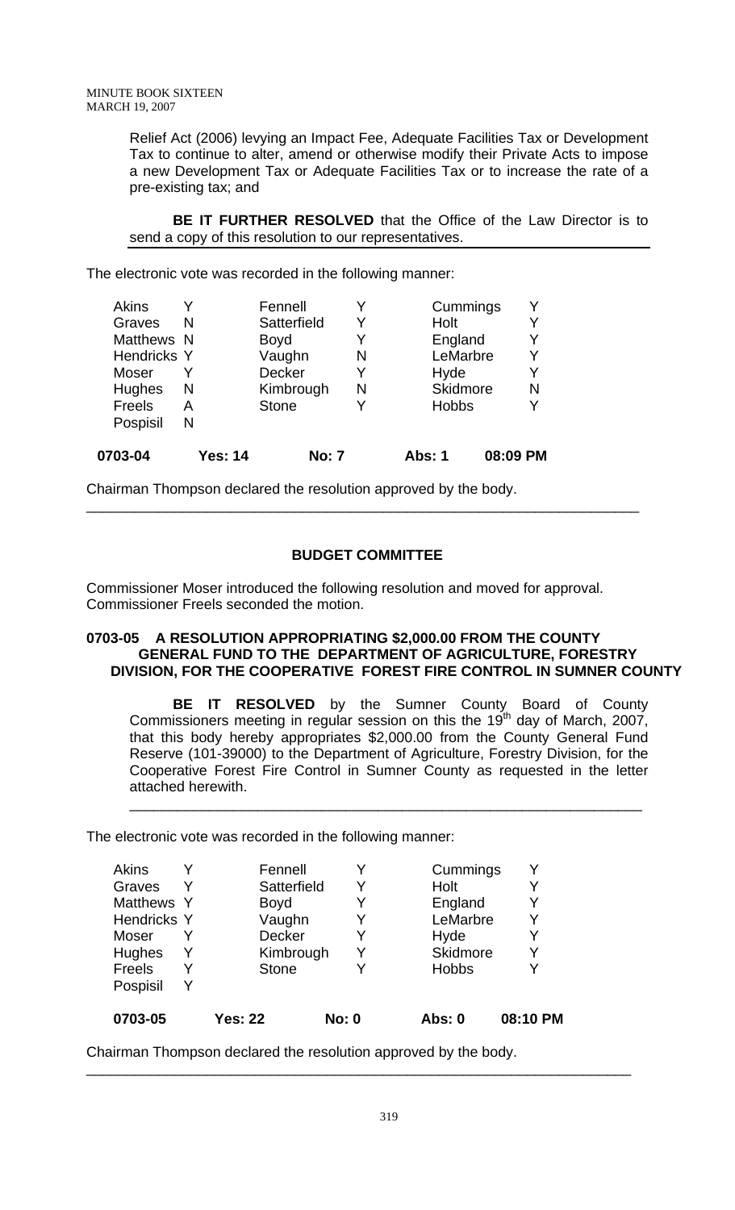Relief Act (2006) levying an Impact Fee, Adequate Facilities Tax or Development Tax to continue to alter, amend or otherwise modify their Private Acts to impose a new Development Tax or Adequate Facilities Tax or to increase the rate of a pre-existing tax; and

**BE IT FURTHER RESOLVED** that the Office of the Law Director is to send a copy of this resolution to our representatives.

The electronic vote was recorded in the following manner:

| | | | | | |
|---|---|---|---|---|---|
| Akins | Y | Fennell | Y | Cummings | Y |
| Graves | N | Satterfield | Y | Holt | Y |
| Matthews | N | Boyd | Y | England | Y |
| Hendricks | Y | Vaughn | N | LeMarbre | Y |
| Moser | Y | Decker | Y | Hyde | Y |
| Hughes | N | Kimbrough | N | Skidmore | N |
| Freels | A | Stone | Y | Hobbs | Y |
| Pospisil | N | | | | |

**0703-04 Yes: 14 No: 7 Abs: 1 08:09 PM**

Chairman Thompson declared the resolution approved by the body.

---

## BUDGET COMMITTEE

Commissioner Moser introduced the following resolution and moved for approval. Commissioner Freels seconded the motion.

### 0703-05 A RESOLUTION APPROPRIATING $2,000.00 FROM THE COUNTY GENERAL FUND TO THE DEPARTMENT OF AGRICULTURE, FORESTRY DIVISION, FOR THE COOPERATIVE FOREST FIRE CONTROL IN SUMNER COUNTY

**BE IT RESOLVED** by the Sumner County Board of County Commissioners meeting in regular session on this the 19th day of March, 2007, that this body hereby appropriates $2,000.00 from the County General Fund Reserve (101-39000) to the Department of Agriculture, Forestry Division, for the Cooperative Forest Fire Control in Sumner County as requested in the letter attached herewith.

---

The electronic vote was recorded in the following manner:

| | | | | | |
|---|---|---|---|---|---|
| Akins | Y | Fennell | Y | Cummings | Y |
| Graves | Y | Satterfield | Y | Holt | Y |
| Matthews | Y | Boyd | Y | England | Y |
| Hendricks | Y | Vaughn | Y | LeMarbre | Y |
| Moser | Y | Decker | Y | Hyde | Y |
| Hughes | Y | Kimbrough | Y | Skidmore | Y |
| Freels | Y | Stone | Y | Hobbs | Y |
| Pospisil | Y | | | | |

**0703-05 Yes: 22 No: 0 Abs: 0 08:10 PM**

Chairman Thompson declared the resolution approved by the body.

---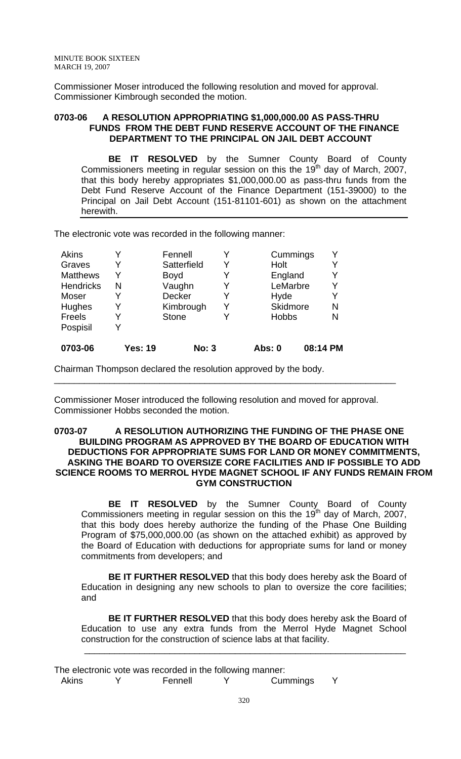Commissioner Moser introduced the following resolution and moved for approval. Commissioner Kimbrough seconded the motion.

**0703-06 A RESOLUTION APPROPRIATING $1,000,000.00 AS PASS-THRU FUNDS FROM THE DEBT FUND RESERVE ACCOUNT OF THE FINANCE DEPARTMENT TO THE PRINCIPAL ON JAIL DEBT ACCOUNT**

**BE IT RESOLVED** by the Sumner County Board of County Commissioners meeting in regular session on this the 19th day of March, 2007, that this body hereby appropriates $1,000,000.00 as pass-thru funds from the Debt Fund Reserve Account of the Finance Department (151-39000) to the Principal on Jail Debt Account (151-81101-601) as shown on the attachment herewith.

The electronic vote was recorded in the following manner:

| | | | | | |
|---|---|---|---|---|---|
| Akins | Y | Fennell | Y | Cummings | Y |
| Graves | Y | Satterfield | Y | Holt | Y |
| Matthews | Y | Boyd | Y | England | Y |
| Hendricks | N | Vaughn | Y | LeMarbre | Y |
| Moser | Y | Decker | Y | Hyde | Y |
| Hughes | Y | Kimbrough | Y | Skidmore | N |
| Freels | Y | Stone | Y | Hobbs | N |
| Pospisil | Y | | | | |
| **0703-06** | **Yes: 19** | **No: 3** | | **Abs: 0** | **08:14 PM** |

Chairman Thompson declared the resolution approved by the body.

---

Commissioner Moser introduced the following resolution and moved for approval. Commissioner Hobbs seconded the motion.

**0703-07 A RESOLUTION AUTHORIZING THE FUNDING OF THE PHASE ONE BUILDING PROGRAM AS APPROVED BY THE BOARD OF EDUCATION WITH DEDUCTIONS FOR APPROPRIATE SUMS FOR LAND OR MONEY COMMITMENTS, ASKING THE BOARD TO OVERSIZE CORE FACILITIES AND IF POSSIBLE TO ADD SCIENCE ROOMS TO MERROL HYDE MAGNET SCHOOL IF ANY FUNDS REMAIN FROM GYM CONSTRUCTION**

**BE IT RESOLVED** by the Sumner County Board of County Commissioners meeting in regular session on this the 19th day of March, 2007, that this body does hereby authorize the funding of the Phase One Building Program of $75,000,000.00 (as shown on the attached exhibit) as approved by the Board of Education with deductions for appropriate sums for land or money commitments from developers; and

**BE IT FURTHER RESOLVED** that this body does hereby ask the Board of Education in designing any new schools to plan to oversize the core facilities; and

**BE IT FURTHER RESOLVED** that this body does hereby ask the Board of Education to use any extra funds from the Merrol Hyde Magnet School construction for the construction of science labs at that facility.

---

The electronic vote was recorded in the following manner:

| | | | | | |
|---|---|---|---|---|---|
| Akins | Y | Fennell | Y | Cummings | Y |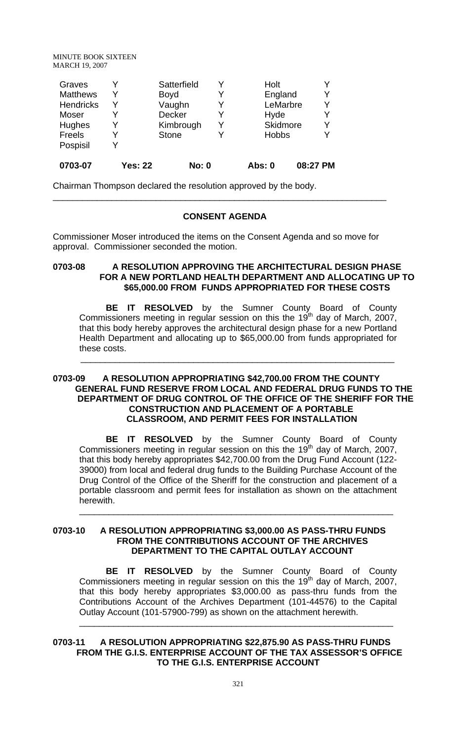| Graves | Y | Satterfield | Y | Holt | Y |
|---|---|---|---|---|---|
| Matthews | Y | Boyd | Y | England | Y |
| Hendricks | Y | Vaughn | Y | LeMarbre | Y |
| Moser | Y | Decker | Y | Hyde | Y |
| Hughes | Y | Kimbrough | Y | Skidmore | Y |
| Freels | Y | Stone | Y | Hobbs | Y |
| Pospisil | Y | | | | |

**0703-07 Yes: 22 No: 0 Abs: 0 08:27 PM**

Chairman Thompson declared the resolution approved by the body.

---

## CONSENT AGENDA

Commissioner Moser introduced the items on the Consent Agenda and so move for approval. Commissioner seconded the motion.

### 0703-08 A RESOLUTION APPROVING THE ARCHITECTURAL DESIGN PHASE FOR A NEW PORTLAND HEALTH DEPARTMENT AND ALLOCATING UP TO $65,000.00 FROM FUNDS APPROPRIATED FOR THESE COSTS

**BE IT RESOLVED** by the Sumner County Board of County Commissioners meeting in regular session on this the 19th day of March, 2007, that this body hereby approves the architectural design phase for a new Portland Health Department and allocating up to $65,000.00 from funds appropriated for these costs.

---

### 0703-09 A RESOLUTION APPROPRIATING $42,700.00 FROM THE COUNTY GENERAL FUND RESERVE FROM LOCAL AND FEDERAL DRUG FUNDS TO THE DEPARTMENT OF DRUG CONTROL OF THE OFFICE OF THE SHERIFF FOR THE CONSTRUCTION AND PLACEMENT OF A PORTABLE CLASSROOM, AND PERMIT FEES FOR INSTALLATION

**BE IT RESOLVED** by the Sumner County Board of County Commissioners meeting in regular session on this the 19th day of March, 2007, that this body hereby appropriates $42,700.00 from the Drug Fund Account (122-39000) from local and federal drug funds to the Building Purchase Account of the Drug Control of the Office of the Sheriff for the construction and placement of a portable classroom and permit fees for installation as shown on the attachment herewith.

---

### 0703-10 A RESOLUTION APPROPRIATING $3,000.00 AS PASS-THRU FUNDS FROM THE CONTRIBUTIONS ACCOUNT OF THE ARCHIVES DEPARTMENT TO THE CAPITAL OUTLAY ACCOUNT

**BE IT RESOLVED** by the Sumner County Board of County Commissioners meeting in regular session on this the 19th day of March, 2007, that this body hereby appropriates $3,000.00 as pass-thru funds from the Contributions Account of the Archives Department (101-44576) to the Capital Outlay Account (101-57900-799) as shown on the attachment herewith.

---

### 0703-11 A RESOLUTION APPROPRIATING $22,875.90 AS PASS-THRU FUNDS FROM THE G.I.S. ENTERPRISE ACCOUNT OF THE TAX ASSESSOR'S OFFICE TO THE G.I.S. ENTERPRISE ACCOUNT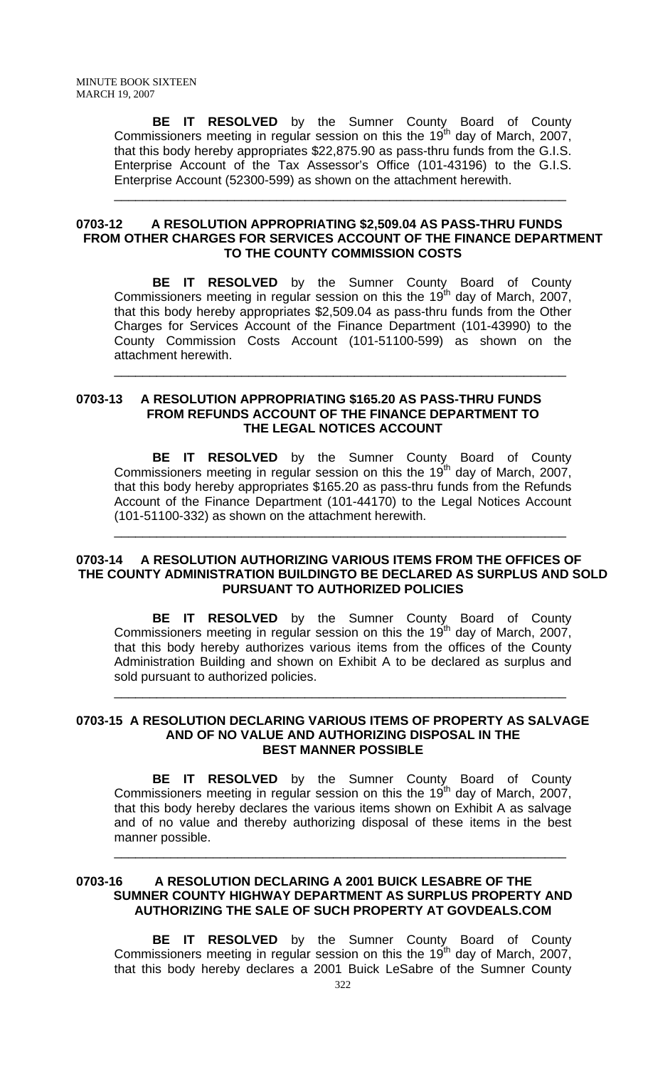**BE IT RESOLVED** by the Sumner County Board of County Commissioners meeting in regular session on this the 19th day of March, 2007, that this body hereby appropriates $22,875.90 as pass-thru funds from the G.I.S. Enterprise Account of the Tax Assessor's Office (101-43196) to the G.I.S. Enterprise Account (52300-599) as shown on the attachment herewith.

---

**0703-12 A RESOLUTION APPROPRIATING $2,509.04 AS PASS-THRU FUNDS FROM OTHER CHARGES FOR SERVICES ACCOUNT OF THE FINANCE DEPARTMENT TO THE COUNTY COMMISSION COSTS**

**BE IT RESOLVED** by the Sumner County Board of County Commissioners meeting in regular session on this the 19th day of March, 2007, that this body hereby appropriates $2,509.04 as pass-thru funds from the Other Charges for Services Account of the Finance Department (101-43990) to the County Commission Costs Account (101-51100-599) as shown on the attachment herewith.

---

**0703-13 A RESOLUTION APPROPRIATING $165.20 AS PASS-THRU FUNDS FROM REFUNDS ACCOUNT OF THE FINANCE DEPARTMENT TO THE LEGAL NOTICES ACCOUNT**

**BE IT RESOLVED** by the Sumner County Board of County Commissioners meeting in regular session on this the 19th day of March, 2007, that this body hereby appropriates $165.20 as pass-thru funds from the Refunds Account of the Finance Department (101-44170) to the Legal Notices Account (101-51100-332) as shown on the attachment herewith.

---

**0703-14 A RESOLUTION AUTHORIZING VARIOUS ITEMS FROM THE OFFICES OF THE COUNTY ADMINISTRATION BUILDINGTO BE DECLARED AS SURPLUS AND SOLD PURSUANT TO AUTHORIZED POLICIES**

**BE IT RESOLVED** by the Sumner County Board of County Commissioners meeting in regular session on this the 19th day of March, 2007, that this body hereby authorizes various items from the offices of the County Administration Building and shown on Exhibit A to be declared as surplus and sold pursuant to authorized policies.

---

**0703-15 A RESOLUTION DECLARING VARIOUS ITEMS OF PROPERTY AS SALVAGE AND OF NO VALUE AND AUTHORIZING DISPOSAL IN THE BEST MANNER POSSIBLE**

**BE IT RESOLVED** by the Sumner County Board of County Commissioners meeting in regular session on this the 19th day of March, 2007, that this body hereby declares the various items shown on Exhibit A as salvage and of no value and thereby authorizing disposal of these items in the best manner possible.

---

**0703-16 A RESOLUTION DECLARING A 2001 BUICK LESABRE OF THE SUMNER COUNTY HIGHWAY DEPARTMENT AS SURPLUS PROPERTY AND AUTHORIZING THE SALE OF SUCH PROPERTY AT GOVDEALS.COM**

**BE IT RESOLVED** by the Sumner County Board of County Commissioners meeting in regular session on this the 19th day of March, 2007, that this body hereby declares a 2001 Buick LeSabre of the Sumner County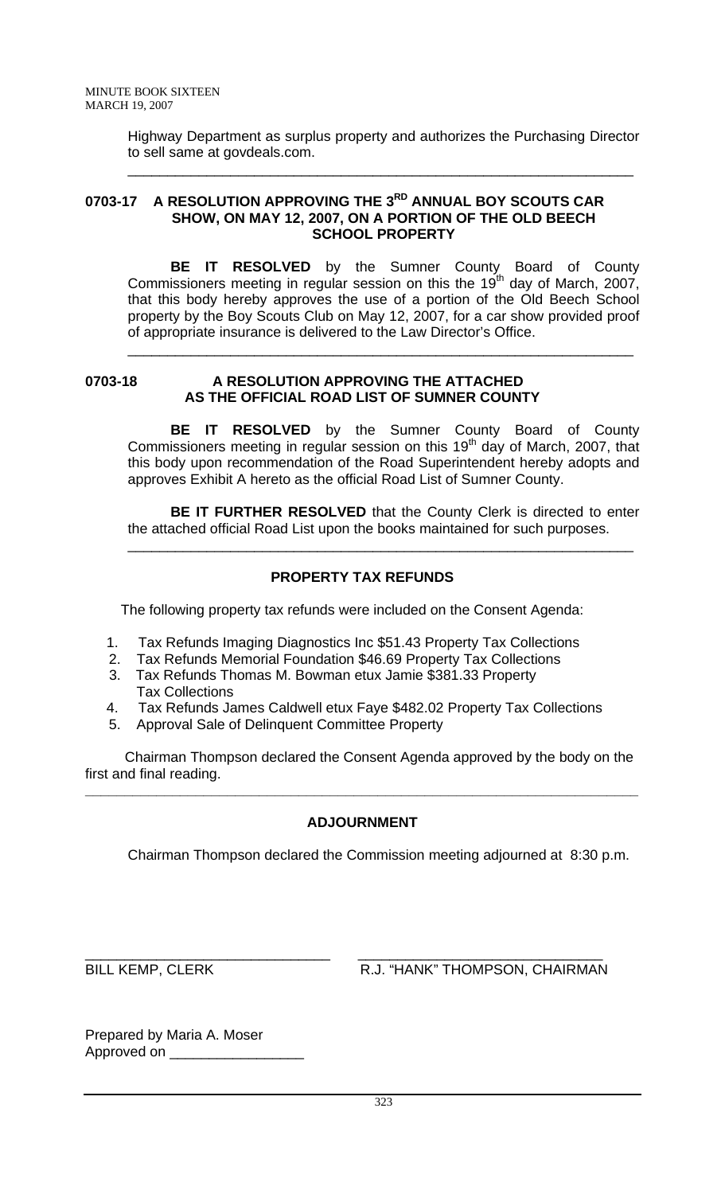Highway Department as surplus property and authorizes the Purchasing Director to sell same at govdeals.com.

---

**0703-17 A RESOLUTION APPROVING THE 3[RD] ANNUAL BOY SCOUTS CAR SHOW, ON MAY 12, 2007, ON A PORTION OF THE OLD BEECH SCHOOL PROPERTY**

**BE IT RESOLVED** by the Sumner County Board of County Commissioners meeting in regular session on this the 19[th] day of March, 2007, that this body hereby approves the use of a portion of the Old Beech School property by the Boy Scouts Club on May 12, 2007, for a car show provided proof of appropriate insurance is delivered to the Law Director's Office.

---

**0703-18 A RESOLUTION APPROVING THE ATTACHED AS THE OFFICIAL ROAD LIST OF SUMNER COUNTY**

**BE IT RESOLVED** by the Sumner County Board of County Commissioners meeting in regular session on this 19[th] day of March, 2007, that this body upon recommendation of the Road Superintendent hereby adopts and approves Exhibit A hereto as the official Road List of Sumner County.

**BE IT FURTHER RESOLVED** that the County Clerk is directed to enter the attached official Road List upon the books maintained for such purposes.

---

**PROPERTY TAX REFUNDS**

The following property tax refunds were included on the Consent Agenda:

1. Tax Refunds Imaging Diagnostics Inc $51.43 Property Tax Collections
2. Tax Refunds Memorial Foundation $46.69 Property Tax Collections
3. Tax Refunds Thomas M. Bowman etux Jamie $381.33 Property Tax Collections
4. Tax Refunds James Caldwell etux Faye $482.02 Property Tax Collections
5. Approval Sale of Delinquent Committee Property

Chairman Thompson declared the Consent Agenda approved by the body on the first and final reading.

---

**ADJOURNMENT**

Chairman Thompson declared the Commission meeting adjourned at 8:30 p.m.

_______________________________ _______________________________
BILL KEMP, CLERK R.J. "HANK" THOMPSON, CHAIRMAN

Prepared by Maria A. Moser
Approved on _________________